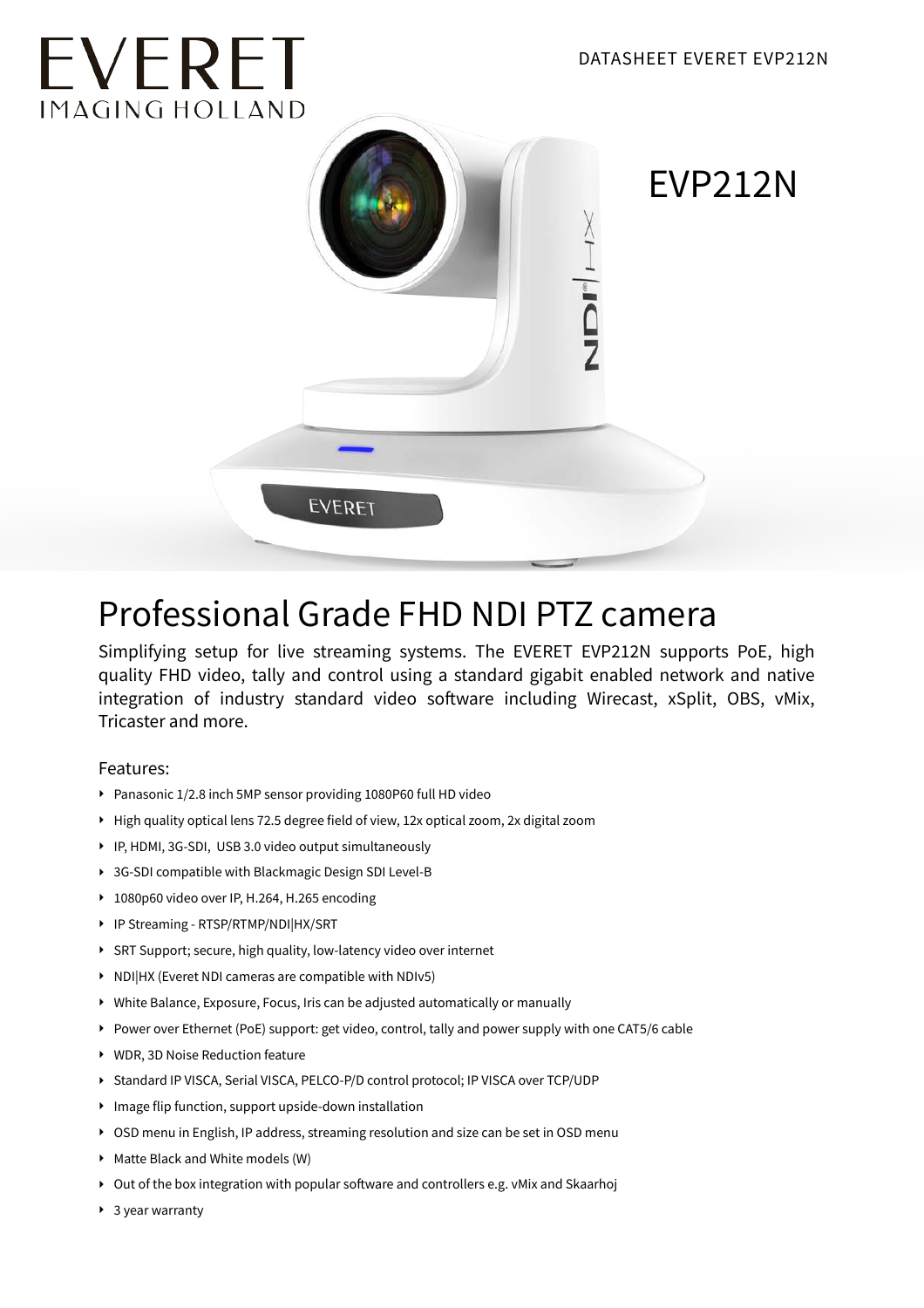EVERET
IMAGING HOLLAND

DATASHEET EVERET EVP212N

EVP212N

# Professional Grade FHD NDI PTZ camera

Simplifying setup for live streaming systems. The EVERET EVP212N supports PoE, high quality FHD video, tally and control using a standard gigabit enabled network and native integration of industry standard video software including Wirecast, xSplit, OBS, vMix, Tricaster and more.

Features:

- Panasonic 1/2.8 inch 5MP sensor providing 1080P60 full HD video
- High quality optical lens 72.5 degree field of view, 12x optical zoom, 2x digital zoom
- IP, HDMI, 3G-SDI, USB 3.0 video output simultaneously
- 3G-SDI compatible with Blackmagic Design SDI Level-B
- 1080p60 video over IP, H.264, H.265 encoding
- IP Streaming - RTSP/RTMP/NDI|HX/SRT
- SRT Support; secure, high quality, low-latency video over internet
- NDI|HX (Everet NDI cameras are compatible with NDIv5)
- White Balance, Exposure, Focus, Iris can be adjusted automatically or manually
- Power over Ethernet (PoE) support: get video, control, tally and power supply with one CAT5/6 cable
- WDR, 3D Noise Reduction feature
- Standard IP VISCA, Serial VISCA, PELCO-P/D control protocol; IP VISCA over TCP/UDP
- Image flip function, support upside-down installation
- OSD menu in English, IP address, streaming resolution and size can be set in OSD menu
- Matte Black and White models (W)
- Out of the box integration with popular software and controllers e.g. vMix and Skaarhoj
- 3 year warranty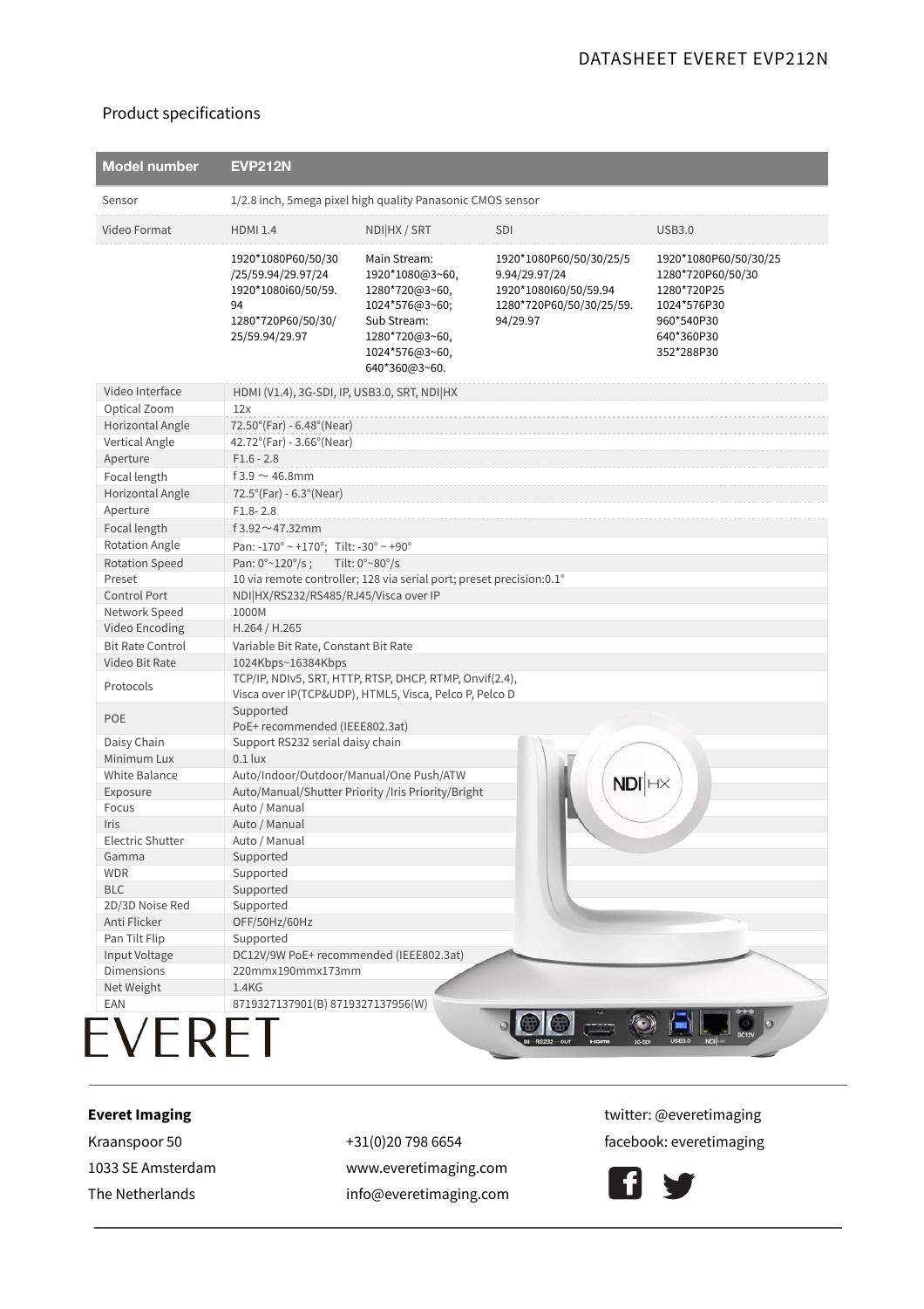Product specifications

| Model number | EVP212N | | | |
|---|---|---|---|---|
| Sensor | 1/2.8 inch, 5mega pixel high quality Panasonic CMOS sensor | | | |
| Video Format | HDMI 1.4 | NDI\|HX / SRT | SDI | USB3.0 |
| | 1920*1080P60/50/30/25/59.94/29.97/24 1920*1080i60/50/59.94 1280*720P60/50/30/25/59.94/29.97 | Main Stream: 1920*1080@3~60, 1280*720@3~60, 1024*576@3~60; Sub Stream: 1280*720@3~60, 1024*576@3~60, 640*360@3~60. | 1920*1080P60/50/30/25/59.94/29.97/24 1920*1080I60/50/59.94 1280*720P60/50/30/25/59.94/29.97 | 1920*1080P60/50/30/25 1280*720P60/50/30 1280*720P25 1024*576P30 960*540P30 640*360P30 352*288P30 |
| Video Interface | HDMI (V1.4), 3G-SDI, IP, USB3.0, SRT, NDI\|HX | | | |
| Optical Zoom | 12x | | | |
| Horizontal Angle | 72.50°(Far) - 6.48°(Near) | | | |
| Vertical Angle | 42.72°(Far) - 3.66°(Near) | | | |
| Aperture | F1.6 - 2.8 | | | |
| Focal length | f 3.9 ～ 46.8mm | | | |
| Horizontal Angle | 72.5°(Far) - 6.3°(Near) | | | |
| Aperture | F1.8- 2.8 | | | |
| Focal length | f 3.92～47.32mm | | | |
| Rotation Angle | Pan: -170° ~ +170°; Tilt: -30° ~ +90° | | | |
| Rotation Speed | Pan: 0°~120°/s ; Tilt: 0°~80°/s | | | |
| Preset | 10 via remote controller; 128 via serial port; preset precision:0.1° | | | |
| Control Port | NDI\|HX/RS232/RS485/RJ45/Visca over IP | | | |
| Network Speed | 1000M | | | |
| Video Encoding | H.264 / H.265 | | | |
| Bit Rate Control | Variable Bit Rate, Constant Bit Rate | | | |
| Video Bit Rate | 1024Kbps~16384Kbps | | | |
| Protocols | TCP/IP, NDIv5, SRT, HTTP, RTSP, DHCP, RTMP, Onvif(2.4), Visca over IP(TCP&UDP), HTML5, Visca, Pelco P, Pelco D | | | |
| POE | Supported PoE+ recommended (IEEE802.3at) | | | |
| Daisy Chain | Support RS232 serial daisy chain | | | |
| Minimum Lux | 0.1 lux | | | |
| White Balance | Auto/Indoor/Outdoor/Manual/One Push/ATW | | | |
| Exposure | Auto/Manual/Shutter Priority /Iris Priority/Bright | | | |
| Focus | Auto / Manual | | | |
| Iris | Auto / Manual | | | |
| Electric Shutter | Auto / Manual | | | |
| Gamma | Supported | | | |
| WDR | Supported | | | |
| BLC | Supported | | | |
| 2D/3D Noise Red | Supported | | | |
| Anti Flicker | OFF/50Hz/60Hz | | | |
| Pan Tilt Flip | Supported | | | |
| Input Voltage | DC12V/9W PoE+ recommended (IEEE802.3at) | | | |
| Dimensions | 220mmx190mmx173mm | | | |
| Net Weight | 1.4KG | | | |
| EAN | 8719327137901(B) 8719327137956(W) | | | |

EVERET

**Everet Imaging**

Kraanspoor 50
1033 SE Amsterdam
The Netherlands

+31(0)20 798 6654
www.everetimaging.com
info@everetimaging.com

twitter: @everetimaging
facebook: everetimaging